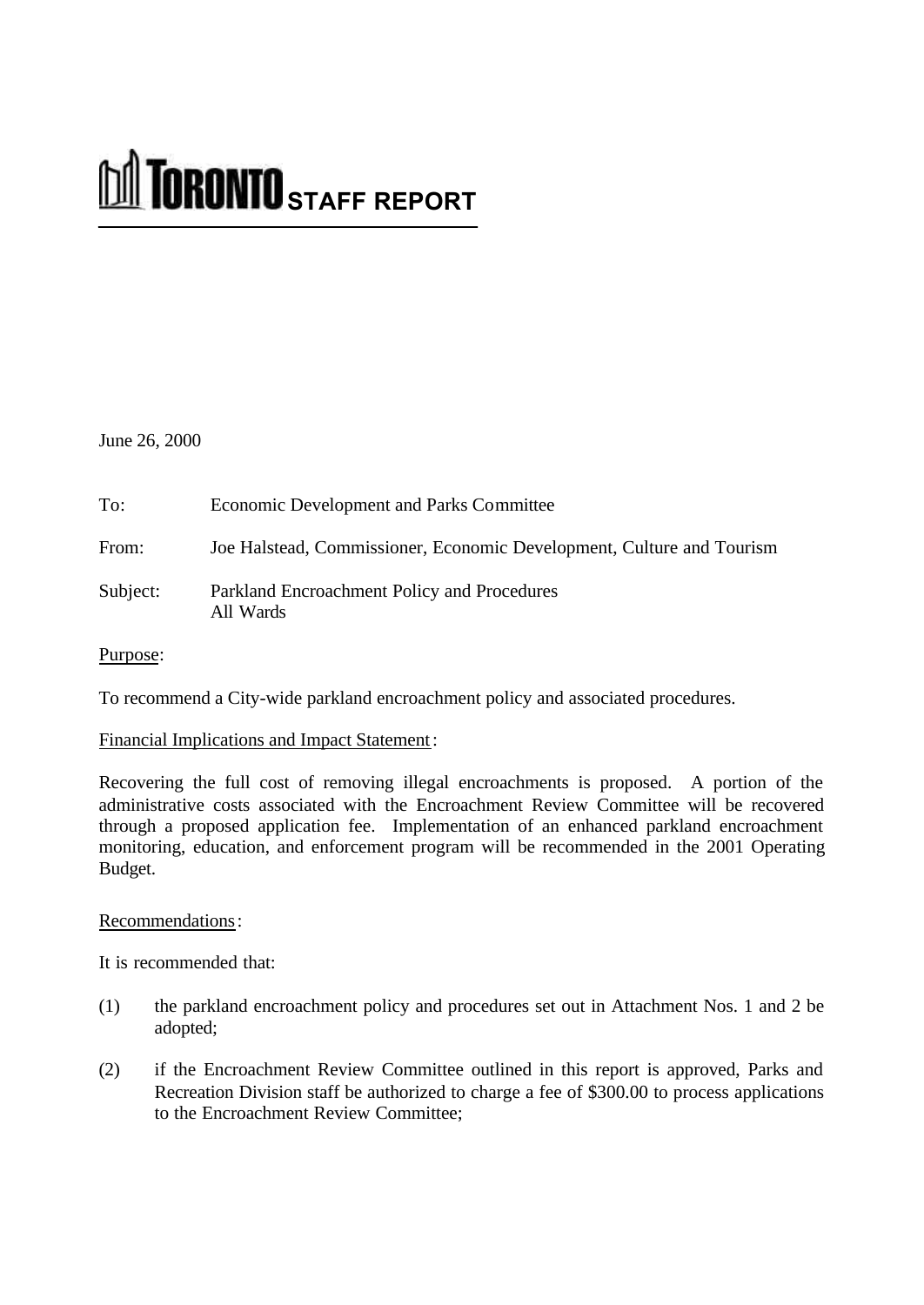# TORONTO STAFF REPORT

June 26, 2000

To: Economic Development and Parks Committee

From: Joe Halstead, Commissioner, Economic Development, Culture and Tourism

Subject: Parkland Encroachment Policy and Procedures
All Wards

Purpose:

To recommend a City-wide parkland encroachment policy and associated procedures.

Financial Implications and Impact Statement:

Recovering the full cost of removing illegal encroachments is proposed. A portion of the administrative costs associated with the Encroachment Review Committee will be recovered through a proposed application fee. Implementation of an enhanced parkland encroachment monitoring, education, and enforcement program will be recommended in the 2001 Operating Budget.

Recommendations:

It is recommended that:

(1) the parkland encroachment policy and procedures set out in Attachment Nos. 1 and 2 be adopted;

(2) if the Encroachment Review Committee outlined in this report is approved, Parks and Recreation Division staff be authorized to charge a fee of $300.00 to process applications to the Encroachment Review Committee;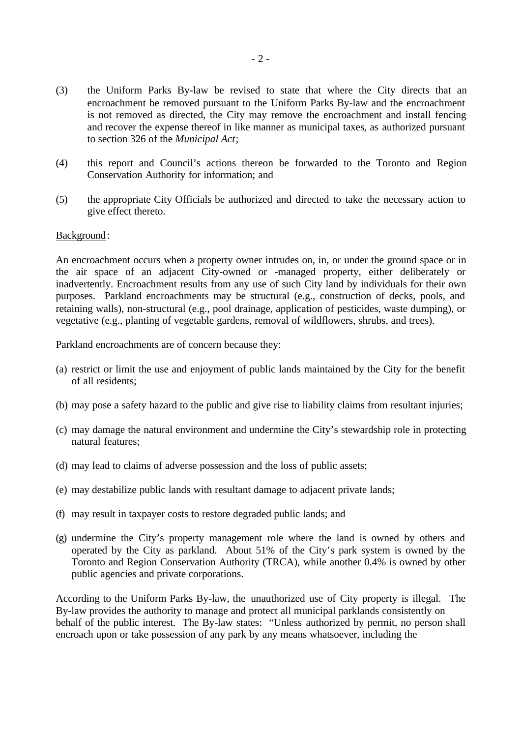(3) the Uniform Parks By-law be revised to state that where the City directs that an encroachment be removed pursuant to the Uniform Parks By-law and the encroachment is not removed as directed, the City may remove the encroachment and install fencing and recover the expense thereof in like manner as municipal taxes, as authorized pursuant to section 326 of the *Municipal Act*;

(4) this report and Council's actions thereon be forwarded to the Toronto and Region Conservation Authority for information; and

(5) the appropriate City Officials be authorized and directed to take the necessary action to give effect thereto.

Background:

An encroachment occurs when a property owner intrudes on, in, or under the ground space or in the air space of an adjacent City-owned or -managed property, either deliberately or inadvertently. Encroachment results from any use of such City land by individuals for their own purposes. Parkland encroachments may be structural (e.g., construction of decks, pools, and retaining walls), non-structural (e.g., pool drainage, application of pesticides, waste dumping), or vegetative (e.g., planting of vegetable gardens, removal of wildflowers, shrubs, and trees).

Parkland encroachments are of concern because they:

(a) restrict or limit the use and enjoyment of public lands maintained by the City for the benefit of all residents;

(b) may pose a safety hazard to the public and give rise to liability claims from resultant injuries;

(c) may damage the natural environment and undermine the City's stewardship role in protecting natural features;

(d) may lead to claims of adverse possession and the loss of public assets;

(e) may destabilize public lands with resultant damage to adjacent private lands;

(f) may result in taxpayer costs to restore degraded public lands; and

(g) undermine the City's property management role where the land is owned by others and operated by the City as parkland. About 51% of the City's park system is owned by the Toronto and Region Conservation Authority (TRCA), while another 0.4% is owned by other public agencies and private corporations.

According to the Uniform Parks By-law, the unauthorized use of City property is illegal. The By-law provides the authority to manage and protect all municipal parklands consistently on behalf of the public interest. The By-law states: "Unless authorized by permit, no person shall encroach upon or take possession of any park by any means whatsoever, including the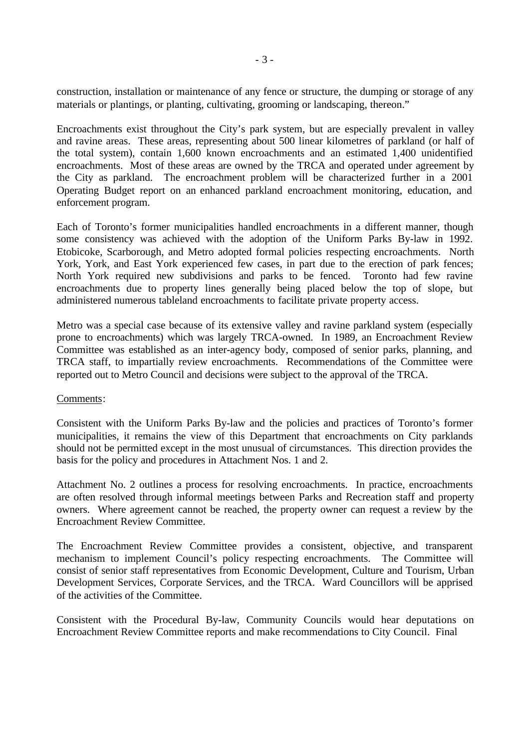construction, installation or maintenance of any fence or structure, the dumping or storage of any materials or plantings, or planting, cultivating, grooming or landscaping, thereon."

Encroachments exist throughout the City's park system, but are especially prevalent in valley and ravine areas. These areas, representing about 500 linear kilometres of parkland (or half of the total system), contain 1,600 known encroachments and an estimated 1,400 unidentified encroachments. Most of these areas are owned by the TRCA and operated under agreement by the City as parkland. The encroachment problem will be characterized further in a 2001 Operating Budget report on an enhanced parkland encroachment monitoring, education, and enforcement program.

Each of Toronto's former municipalities handled encroachments in a different manner, though some consistency was achieved with the adoption of the Uniform Parks By-law in 1992. Etobicoke, Scarborough, and Metro adopted formal policies respecting encroachments. North York, York, and East York experienced few cases, in part due to the erection of park fences; North York required new subdivisions and parks to be fenced. Toronto had few ravine encroachments due to property lines generally being placed below the top of slope, but administered numerous tableland encroachments to facilitate private property access.

Metro was a special case because of its extensive valley and ravine parkland system (especially prone to encroachments) which was largely TRCA-owned. In 1989, an Encroachment Review Committee was established as an inter-agency body, composed of senior parks, planning, and TRCA staff, to impartially review encroachments. Recommendations of the Committee were reported out to Metro Council and decisions were subject to the approval of the TRCA.

Comments:

Consistent with the Uniform Parks By-law and the policies and practices of Toronto's former municipalities, it remains the view of this Department that encroachments on City parklands should not be permitted except in the most unusual of circumstances. This direction provides the basis for the policy and procedures in Attachment Nos. 1 and 2.

Attachment No. 2 outlines a process for resolving encroachments. In practice, encroachments are often resolved through informal meetings between Parks and Recreation staff and property owners. Where agreement cannot be reached, the property owner can request a review by the Encroachment Review Committee.

The Encroachment Review Committee provides a consistent, objective, and transparent mechanism to implement Council's policy respecting encroachments. The Committee will consist of senior staff representatives from Economic Development, Culture and Tourism, Urban Development Services, Corporate Services, and the TRCA. Ward Councillors will be apprised of the activities of the Committee.

Consistent with the Procedural By-law, Community Councils would hear deputations on Encroachment Review Committee reports and make recommendations to City Council. Final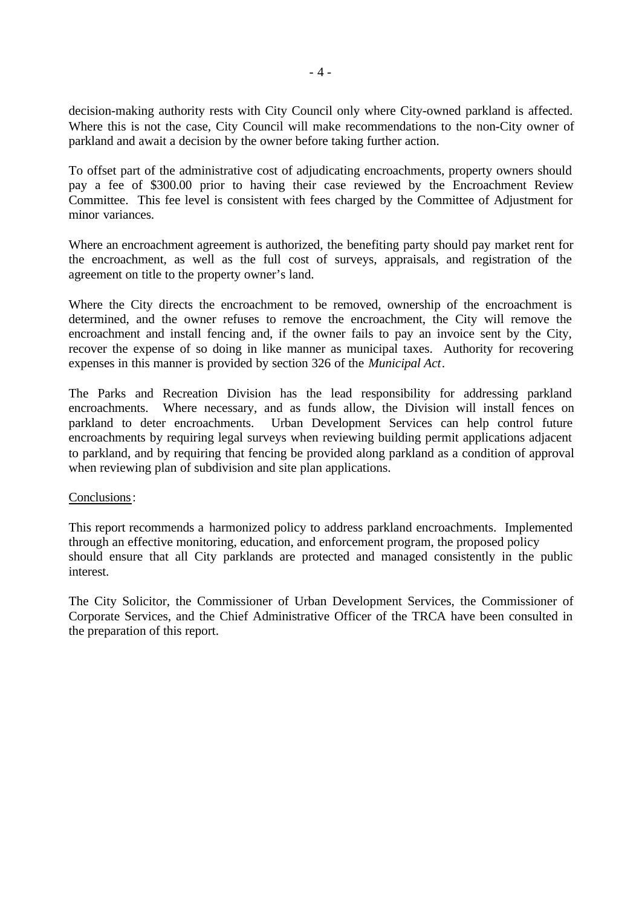decision-making authority rests with City Council only where City-owned parkland is affected. Where this is not the case, City Council will make recommendations to the non-City owner of parkland and await a decision by the owner before taking further action.

To offset part of the administrative cost of adjudicating encroachments, property owners should pay a fee of $300.00 prior to having their case reviewed by the Encroachment Review Committee. This fee level is consistent with fees charged by the Committee of Adjustment for minor variances.

Where an encroachment agreement is authorized, the benefiting party should pay market rent for the encroachment, as well as the full cost of surveys, appraisals, and registration of the agreement on title to the property owner's land.

Where the City directs the encroachment to be removed, ownership of the encroachment is determined, and the owner refuses to remove the encroachment, the City will remove the encroachment and install fencing and, if the owner fails to pay an invoice sent by the City, recover the expense of so doing in like manner as municipal taxes. Authority for recovering expenses in this manner is provided by section 326 of the *Municipal Act*.

The Parks and Recreation Division has the lead responsibility for addressing parkland encroachments. Where necessary, and as funds allow, the Division will install fences on parkland to deter encroachments. Urban Development Services can help control future encroachments by requiring legal surveys when reviewing building permit applications adjacent to parkland, and by requiring that fencing be provided along parkland as a condition of approval when reviewing plan of subdivision and site plan applications.

Conclusions:

This report recommends a harmonized policy to address parkland encroachments. Implemented through an effective monitoring, education, and enforcement program, the proposed policy should ensure that all City parklands are protected and managed consistently in the public interest.

The City Solicitor, the Commissioner of Urban Development Services, the Commissioner of Corporate Services, and the Chief Administrative Officer of the TRCA have been consulted in the preparation of this report.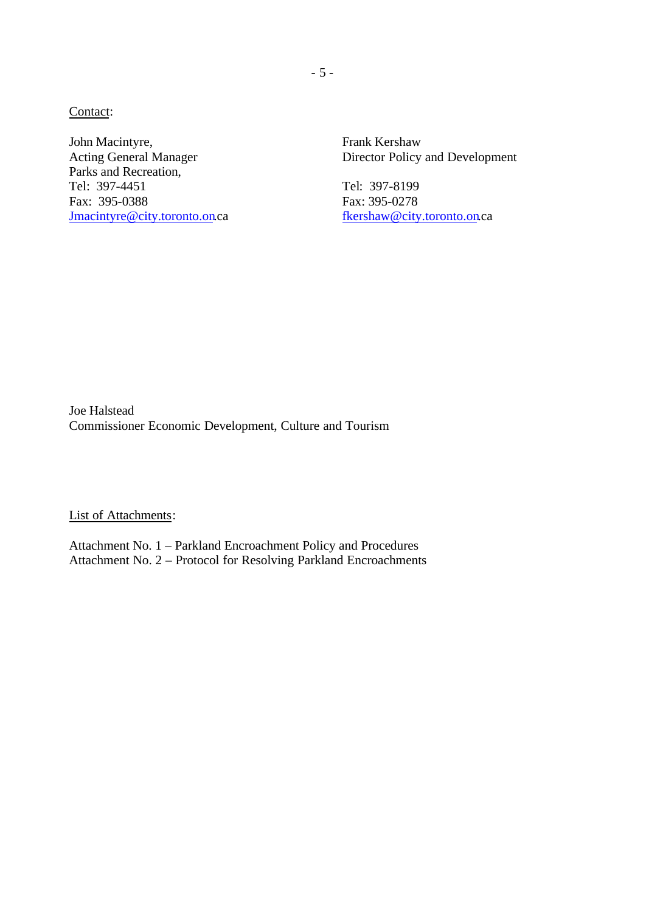<u>Contact</u>:

John Macintyre,
Acting General Manager
Parks and Recreation,
Tel: 397-4451
Fax: 395-0388
Jmacintyre@city.toronto.on.ca

Frank Kershaw
Director Policy and Development

Tel: 397-8199
Fax: 395-0278
fkershaw@city.toronto.on.ca

Joe Halstead
Commissioner Economic Development, Culture and Tourism

<u>List of Attachments</u>:

Attachment No. 1 – Parkland Encroachment Policy and Procedures
Attachment No. 2 – Protocol for Resolving Parkland Encroachments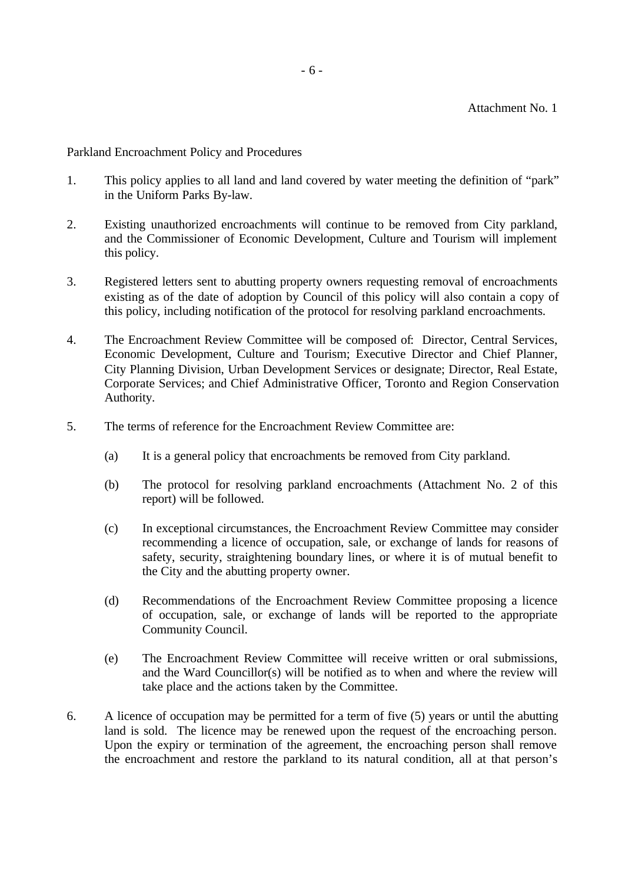Attachment No. 1

Parkland Encroachment Policy and Procedures

1. This policy applies to all land and land covered by water meeting the definition of “park” in the Uniform Parks By-law.

2. Existing unauthorized encroachments will continue to be removed from City parkland, and the Commissioner of Economic Development, Culture and Tourism will implement this policy.

3. Registered letters sent to abutting property owners requesting removal of encroachments existing as of the date of adoption by Council of this policy will also contain a copy of this policy, including notification of the protocol for resolving parkland encroachments.

4. The Encroachment Review Committee will be composed of: Director, Central Services, Economic Development, Culture and Tourism; Executive Director and Chief Planner, City Planning Division, Urban Development Services or designate; Director, Real Estate, Corporate Services; and Chief Administrative Officer, Toronto and Region Conservation Authority.

5. The terms of reference for the Encroachment Review Committee are:

   (a) It is a general policy that encroachments be removed from City parkland.

   (b) The protocol for resolving parkland encroachments (Attachment No. 2 of this report) will be followed.

   (c) In exceptional circumstances, the Encroachment Review Committee may consider recommending a licence of occupation, sale, or exchange of lands for reasons of safety, security, straightening boundary lines, or where it is of mutual benefit to the City and the abutting property owner.

   (d) Recommendations of the Encroachment Review Committee proposing a licence of occupation, sale, or exchange of lands will be reported to the appropriate Community Council.

   (e) The Encroachment Review Committee will receive written or oral submissions, and the Ward Councillor(s) will be notified as to when and where the review will take place and the actions taken by the Committee.

6. A licence of occupation may be permitted for a term of five (5) years or until the abutting land is sold. The licence may be renewed upon the request of the encroaching person. Upon the expiry or termination of the agreement, the encroaching person shall remove the encroachment and restore the parkland to its natural condition, all at that person’s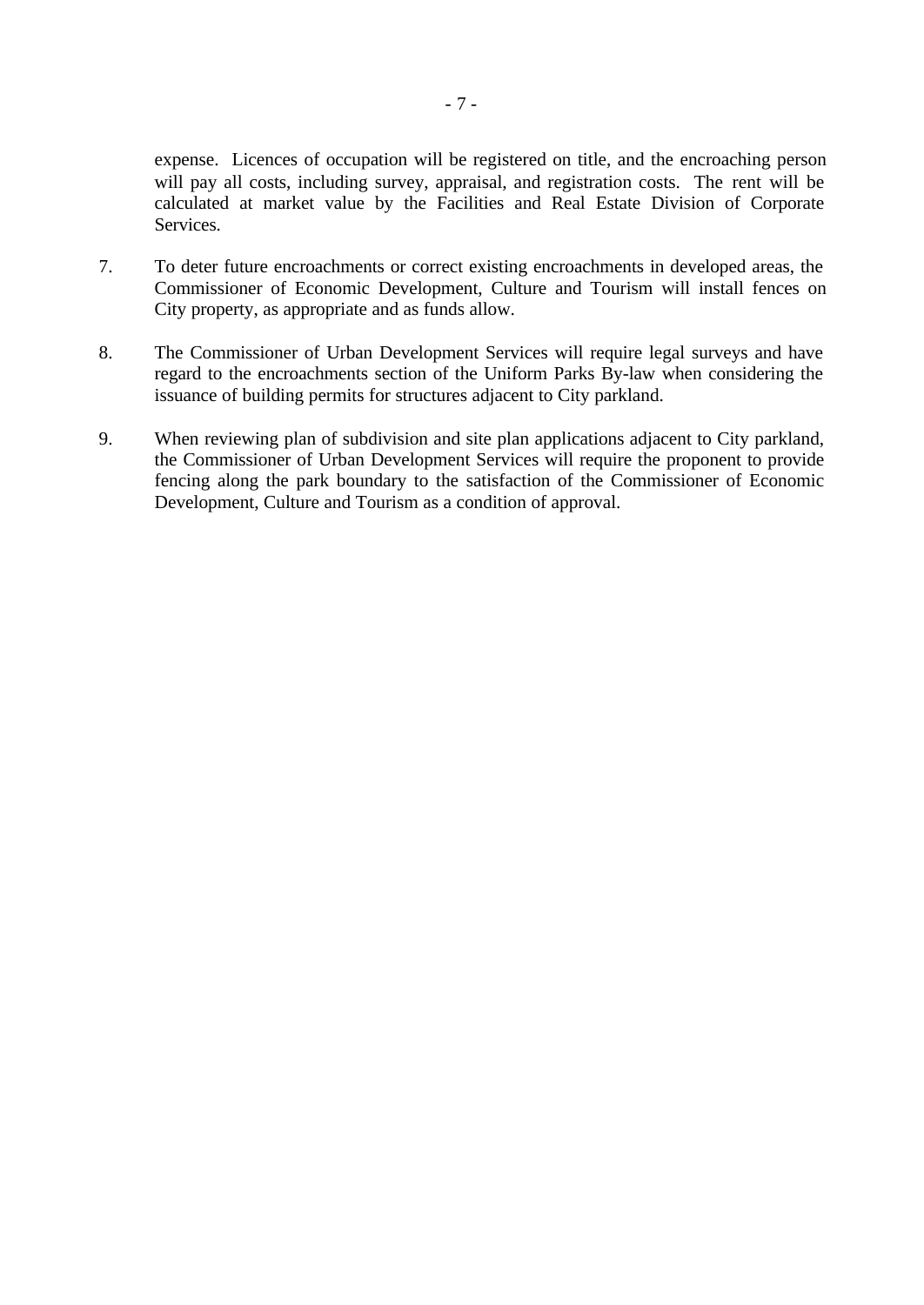expense. Licences of occupation will be registered on title, and the encroaching person will pay all costs, including survey, appraisal, and registration costs. The rent will be calculated at market value by the Facilities and Real Estate Division of Corporate Services.

7. To deter future encroachments or correct existing encroachments in developed areas, the Commissioner of Economic Development, Culture and Tourism will install fences on City property, as appropriate and as funds allow.

8. The Commissioner of Urban Development Services will require legal surveys and have regard to the encroachments section of the Uniform Parks By-law when considering the issuance of building permits for structures adjacent to City parkland.

9. When reviewing plan of subdivision and site plan applications adjacent to City parkland, the Commissioner of Urban Development Services will require the proponent to provide fencing along the park boundary to the satisfaction of the Commissioner of Economic Development, Culture and Tourism as a condition of approval.